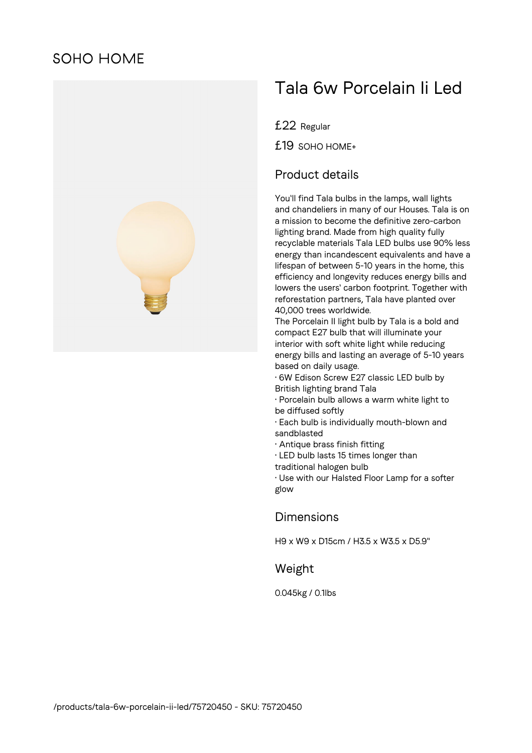SOHO HOME

# Tala 6w Porcelain Ii Led

£22 Regular

£19 SOHO HOME+

## Product details

You'll find Tala bulbs in the lamps, wall lights and chandeliers in many of our Houses. Tala is on a mission to become the definitive zero-carbon lighting brand. Made from high quality fully recyclable materials Tala LED bulbs use 90% less energy than incandescent equivalents and have a lifespan of between 5-10 years in the home, this efficiency and longevity reduces energy bills and lowers the users' carbon footprint. Together with reforestation partners, Tala have planted over 40,000 trees worldwide.
The Porcelain II light bulb by Tala is a bold and compact E27 bulb that will illuminate your interior with soft white light while reducing energy bills and lasting an average of 5-10 years based on daily usage.

- 6W Edison Screw E27 classic LED bulb by British lighting brand Tala
- Porcelain bulb allows a warm white light to be diffused softly
- Each bulb is individually mouth-blown and sandblasted
- Antique brass finish fitting
- LED bulb lasts 15 times longer than traditional halogen bulb
- Use with our Halsted Floor Lamp for a softer glow

## Dimensions

H9 x W9 x D15cm / H3.5 x W3.5 x D5.9"

## Weight

0.045kg / 0.1lbs

/products/tala-6w-porcelain-ii-led/75720450 - SKU: 75720450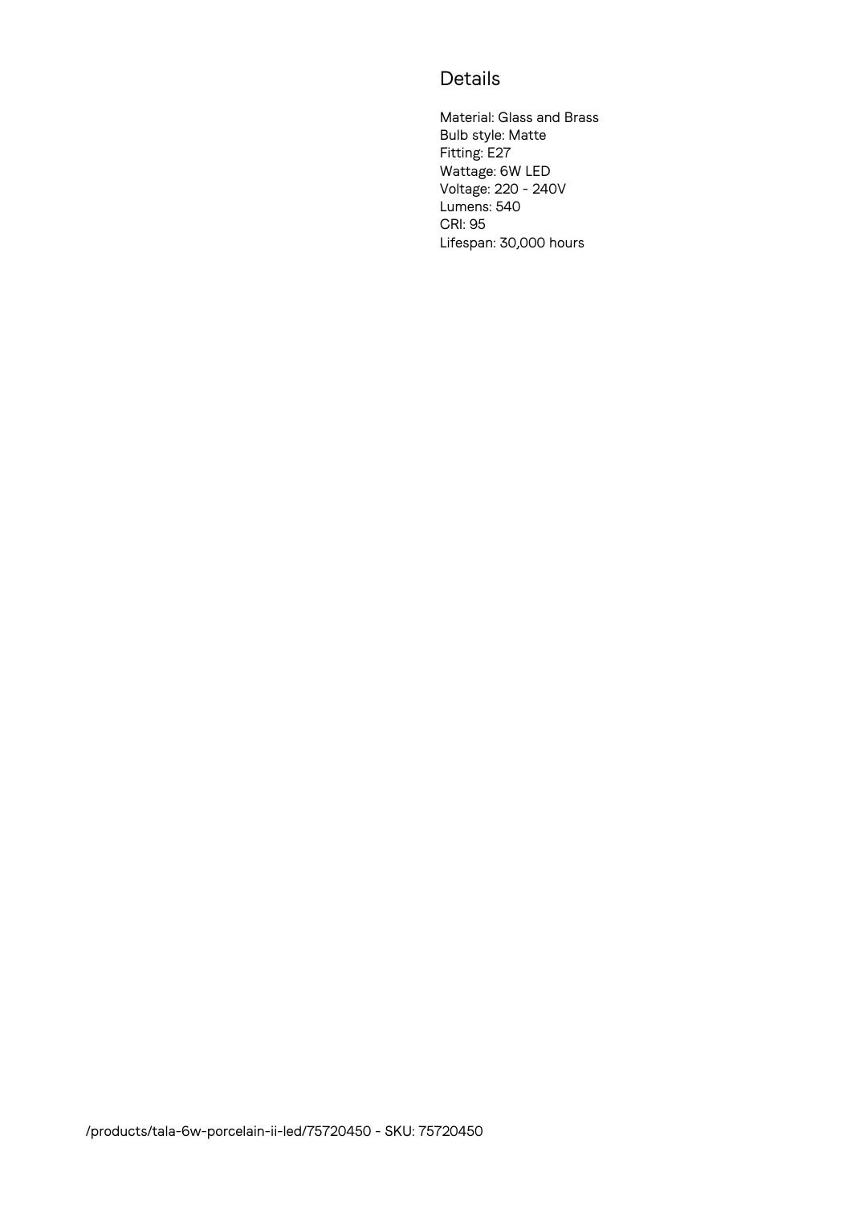## Details

Material: Glass and Brass
Bulb style: Matte
Fitting: E27
Wattage: 6W LED
Voltage: 220 - 240V
Lumens: 540
CRI: 95
Lifespan: 30,000 hours